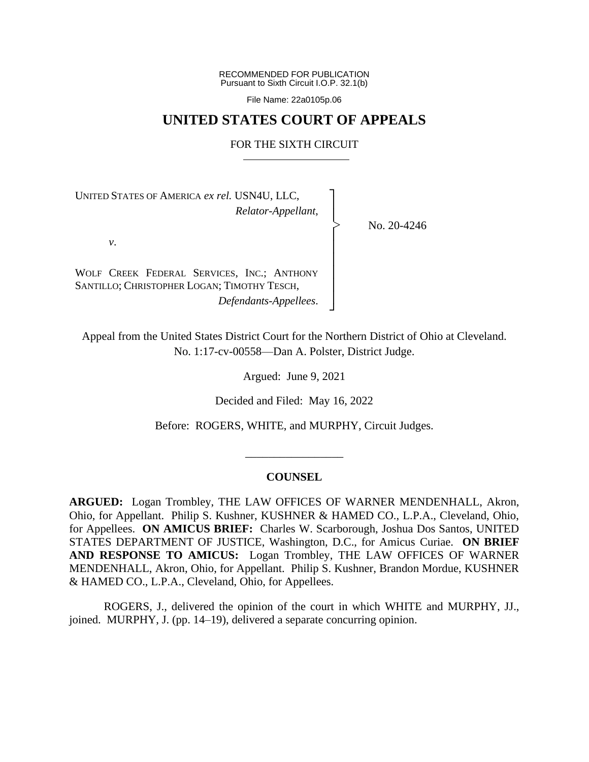RECOMMENDED FOR PUBLICATION
Pursuant to Sixth Circuit I.O.P. 32.1(b)

File Name: 22a0105p.06

# UNITED STATES COURT OF APPEALS

## FOR THE SIXTH CIRCUIT

UNITED STATES OF AMERICA *ex rel.* USN4U, LLC,
*Relator-Appellant*,

*v*.

WOLF CREEK FEDERAL SERVICES, INC.; ANTHONY SANTILLO; CHRISTOPHER LOGAN; TIMOTHY TESCH,
*Defendants-Appellees*.

No. 20-4246

Appeal from the United States District Court for the Northern District of Ohio at Cleveland.
No. 1:17-cv-00558—Dan A. Polster, District Judge.

Argued: June 9, 2021

Decided and Filed: May 16, 2022

Before: ROGERS, WHITE, and MURPHY, Circuit Judges.

---

### COUNSEL

**ARGUED:** Logan Trombley, THE LAW OFFICES OF WARNER MENDENHALL, Akron, Ohio, for Appellant. Philip S. Kushner, KUSHNER & HAMED CO., L.P.A., Cleveland, Ohio, for Appellees. **ON AMICUS BRIEF:** Charles W. Scarborough, Joshua Dos Santos, UNITED STATES DEPARTMENT OF JUSTICE, Washington, D.C., for Amicus Curiae. **ON BRIEF AND RESPONSE TO AMICUS:** Logan Trombley, THE LAW OFFICES OF WARNER MENDENHALL, Akron, Ohio, for Appellant. Philip S. Kushner, Brandon Mordue, KUSHNER & HAMED CO., L.P.A., Cleveland, Ohio, for Appellees.

ROGERS, J., delivered the opinion of the court in which WHITE and MURPHY, JJ., joined. MURPHY, J. (pp. 14–19), delivered a separate concurring opinion.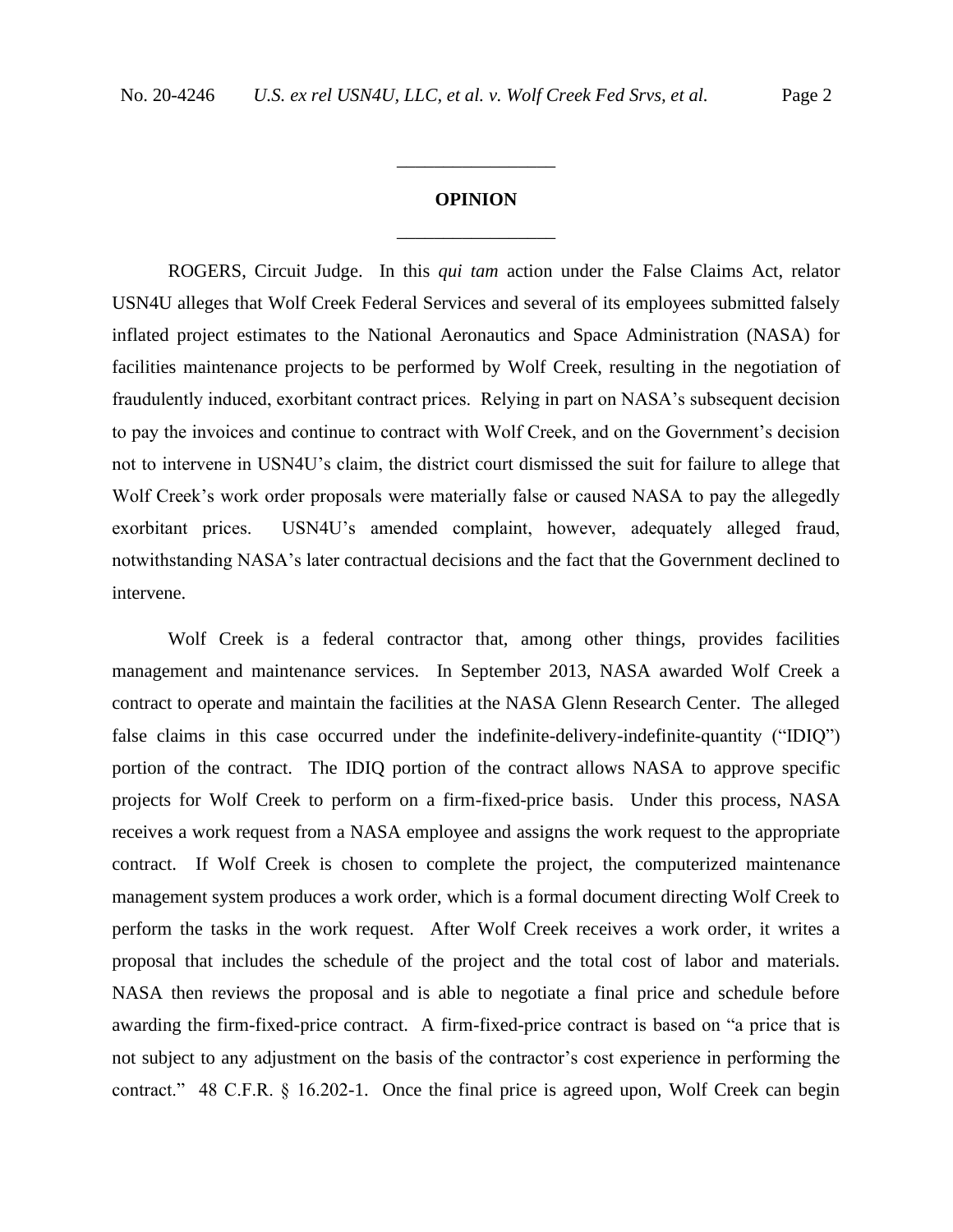## OPINION

ROGERS, Circuit Judge. In this *qui tam* action under the False Claims Act, relator USN4U alleges that Wolf Creek Federal Services and several of its employees submitted falsely inflated project estimates to the National Aeronautics and Space Administration (NASA) for facilities maintenance projects to be performed by Wolf Creek, resulting in the negotiation of fraudulently induced, exorbitant contract prices. Relying in part on NASA's subsequent decision to pay the invoices and continue to contract with Wolf Creek, and on the Government's decision not to intervene in USN4U's claim, the district court dismissed the suit for failure to allege that Wolf Creek's work order proposals were materially false or caused NASA to pay the allegedly exorbitant prices. USN4U's amended complaint, however, adequately alleged fraud, notwithstanding NASA's later contractual decisions and the fact that the Government declined to intervene.

Wolf Creek is a federal contractor that, among other things, provides facilities management and maintenance services. In September 2013, NASA awarded Wolf Creek a contract to operate and maintain the facilities at the NASA Glenn Research Center. The alleged false claims in this case occurred under the indefinite-delivery-indefinite-quantity ("IDIQ") portion of the contract. The IDIQ portion of the contract allows NASA to approve specific projects for Wolf Creek to perform on a firm-fixed-price basis. Under this process, NASA receives a work request from a NASA employee and assigns the work request to the appropriate contract. If Wolf Creek is chosen to complete the project, the computerized maintenance management system produces a work order, which is a formal document directing Wolf Creek to perform the tasks in the work request. After Wolf Creek receives a work order, it writes a proposal that includes the schedule of the project and the total cost of labor and materials. NASA then reviews the proposal and is able to negotiate a final price and schedule before awarding the firm-fixed-price contract. A firm-fixed-price contract is based on "a price that is not subject to any adjustment on the basis of the contractor's cost experience in performing the contract." 48 C.F.R. § 16.202-1. Once the final price is agreed upon, Wolf Creek can begin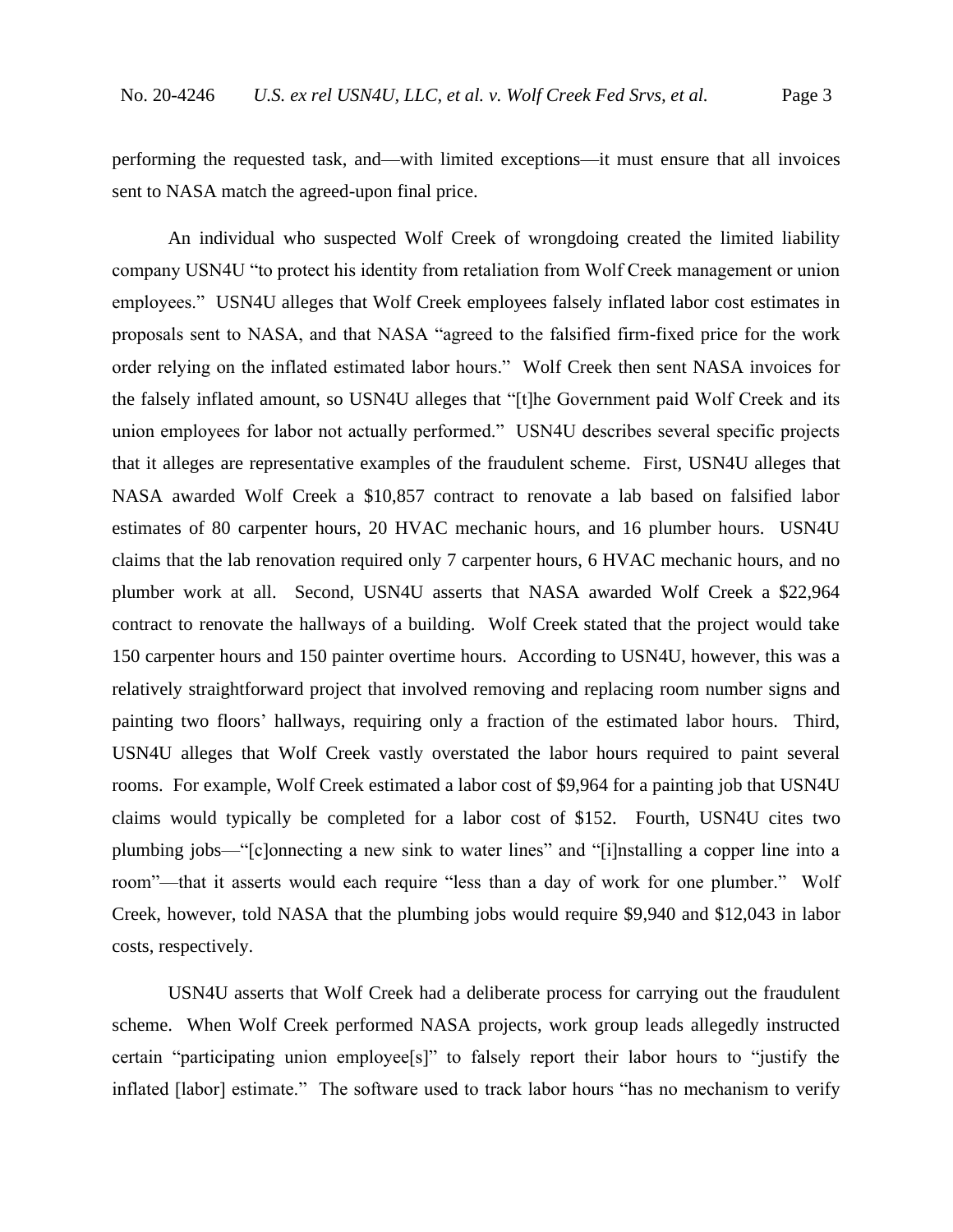performing the requested task, and—with limited exceptions—it must ensure that all invoices sent to NASA match the agreed-upon final price.

An individual who suspected Wolf Creek of wrongdoing created the limited liability company USN4U "to protect his identity from retaliation from Wolf Creek management or union employees." USN4U alleges that Wolf Creek employees falsely inflated labor cost estimates in proposals sent to NASA, and that NASA "agreed to the falsified firm-fixed price for the work order relying on the inflated estimated labor hours." Wolf Creek then sent NASA invoices for the falsely inflated amount, so USN4U alleges that "[t]he Government paid Wolf Creek and its union employees for labor not actually performed." USN4U describes several specific projects that it alleges are representative examples of the fraudulent scheme. First, USN4U alleges that NASA awarded Wolf Creek a $10,857 contract to renovate a lab based on falsified labor estimates of 80 carpenter hours, 20 HVAC mechanic hours, and 16 plumber hours. USN4U claims that the lab renovation required only 7 carpenter hours, 6 HVAC mechanic hours, and no plumber work at all. Second, USN4U asserts that NASA awarded Wolf Creek a $22,964 contract to renovate the hallways of a building. Wolf Creek stated that the project would take 150 carpenter hours and 150 painter overtime hours. According to USN4U, however, this was a relatively straightforward project that involved removing and replacing room number signs and painting two floors' hallways, requiring only a fraction of the estimated labor hours. Third, USN4U alleges that Wolf Creek vastly overstated the labor hours required to paint several rooms. For example, Wolf Creek estimated a labor cost of $9,964 for a painting job that USN4U claims would typically be completed for a labor cost of $152. Fourth, USN4U cites two plumbing jobs—"[c]onnecting a new sink to water lines" and "[i]nstalling a copper line into a room"—that it asserts would each require "less than a day of work for one plumber." Wolf Creek, however, told NASA that the plumbing jobs would require $9,940 and $12,043 in labor costs, respectively.

USN4U asserts that Wolf Creek had a deliberate process for carrying out the fraudulent scheme. When Wolf Creek performed NASA projects, work group leads allegedly instructed certain "participating union employee[s]" to falsely report their labor hours to "justify the inflated [labor] estimate." The software used to track labor hours "has no mechanism to verify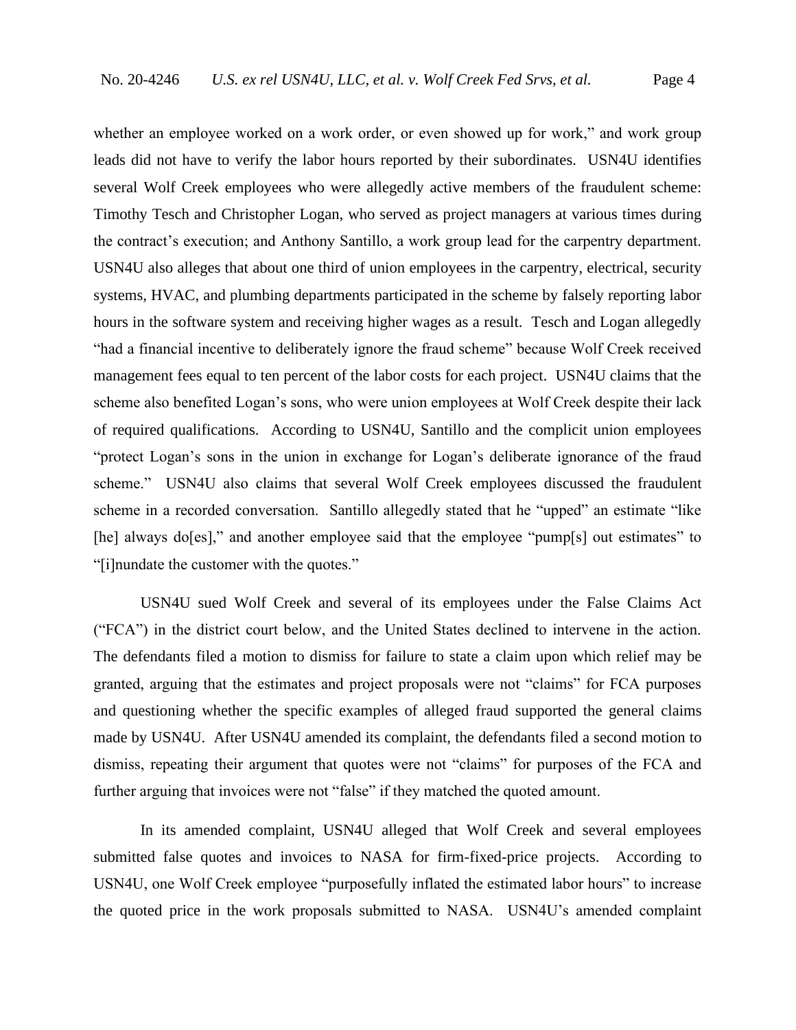whether an employee worked on a work order, or even showed up for work," and work group leads did not have to verify the labor hours reported by their subordinates. USN4U identifies several Wolf Creek employees who were allegedly active members of the fraudulent scheme: Timothy Tesch and Christopher Logan, who served as project managers at various times during the contract's execution; and Anthony Santillo, a work group lead for the carpentry department. USN4U also alleges that about one third of union employees in the carpentry, electrical, security systems, HVAC, and plumbing departments participated in the scheme by falsely reporting labor hours in the software system and receiving higher wages as a result. Tesch and Logan allegedly "had a financial incentive to deliberately ignore the fraud scheme" because Wolf Creek received management fees equal to ten percent of the labor costs for each project. USN4U claims that the scheme also benefited Logan's sons, who were union employees at Wolf Creek despite their lack of required qualifications. According to USN4U, Santillo and the complicit union employees "protect Logan's sons in the union in exchange for Logan's deliberate ignorance of the fraud scheme." USN4U also claims that several Wolf Creek employees discussed the fraudulent scheme in a recorded conversation. Santillo allegedly stated that he "upped" an estimate "like [he] always do[es]," and another employee said that the employee "pump[s] out estimates" to "[i]nundate the customer with the quotes."

USN4U sued Wolf Creek and several of its employees under the False Claims Act ("FCA") in the district court below, and the United States declined to intervene in the action. The defendants filed a motion to dismiss for failure to state a claim upon which relief may be granted, arguing that the estimates and project proposals were not "claims" for FCA purposes and questioning whether the specific examples of alleged fraud supported the general claims made by USN4U. After USN4U amended its complaint, the defendants filed a second motion to dismiss, repeating their argument that quotes were not "claims" for purposes of the FCA and further arguing that invoices were not "false" if they matched the quoted amount.

In its amended complaint, USN4U alleged that Wolf Creek and several employees submitted false quotes and invoices to NASA for firm-fixed-price projects. According to USN4U, one Wolf Creek employee "purposefully inflated the estimated labor hours" to increase the quoted price in the work proposals submitted to NASA. USN4U's amended complaint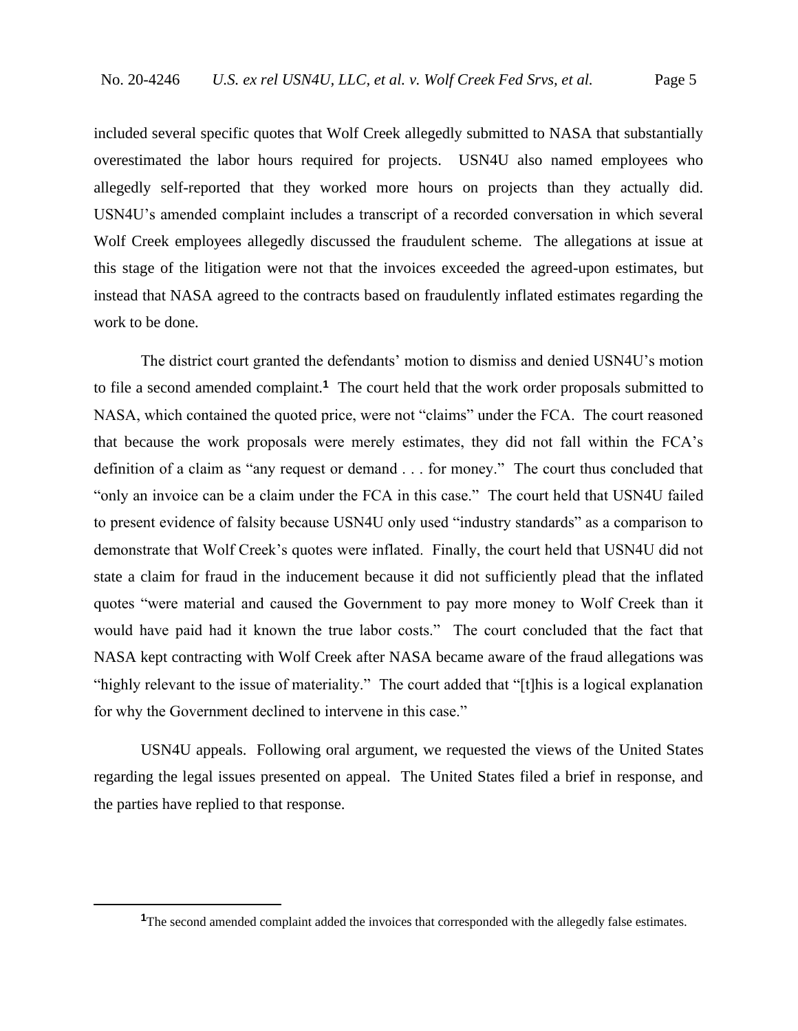included several specific quotes that Wolf Creek allegedly submitted to NASA that substantially overestimated the labor hours required for projects. USN4U also named employees who allegedly self-reported that they worked more hours on projects than they actually did. USN4U's amended complaint includes a transcript of a recorded conversation in which several Wolf Creek employees allegedly discussed the fraudulent scheme. The allegations at issue at this stage of the litigation were not that the invoices exceeded the agreed-upon estimates, but instead that NASA agreed to the contracts based on fraudulently inflated estimates regarding the work to be done.

The district court granted the defendants' motion to dismiss and denied USN4U's motion to file a second amended complaint.[1] The court held that the work order proposals submitted to NASA, which contained the quoted price, were not "claims" under the FCA. The court reasoned that because the work proposals were merely estimates, they did not fall within the FCA's definition of a claim as "any request or demand . . . for money." The court thus concluded that "only an invoice can be a claim under the FCA in this case." The court held that USN4U failed to present evidence of falsity because USN4U only used "industry standards" as a comparison to demonstrate that Wolf Creek's quotes were inflated. Finally, the court held that USN4U did not state a claim for fraud in the inducement because it did not sufficiently plead that the inflated quotes "were material and caused the Government to pay more money to Wolf Creek than it would have paid had it known the true labor costs." The court concluded that the fact that NASA kept contracting with Wolf Creek after NASA became aware of the fraud allegations was "highly relevant to the issue of materiality." The court added that "[t]his is a logical explanation for why the Government declined to intervene in this case."

USN4U appeals. Following oral argument, we requested the views of the United States regarding the legal issues presented on appeal. The United States filed a brief in response, and the parties have replied to that response.

---

[1] The second amended complaint added the invoices that corresponded with the allegedly false estimates.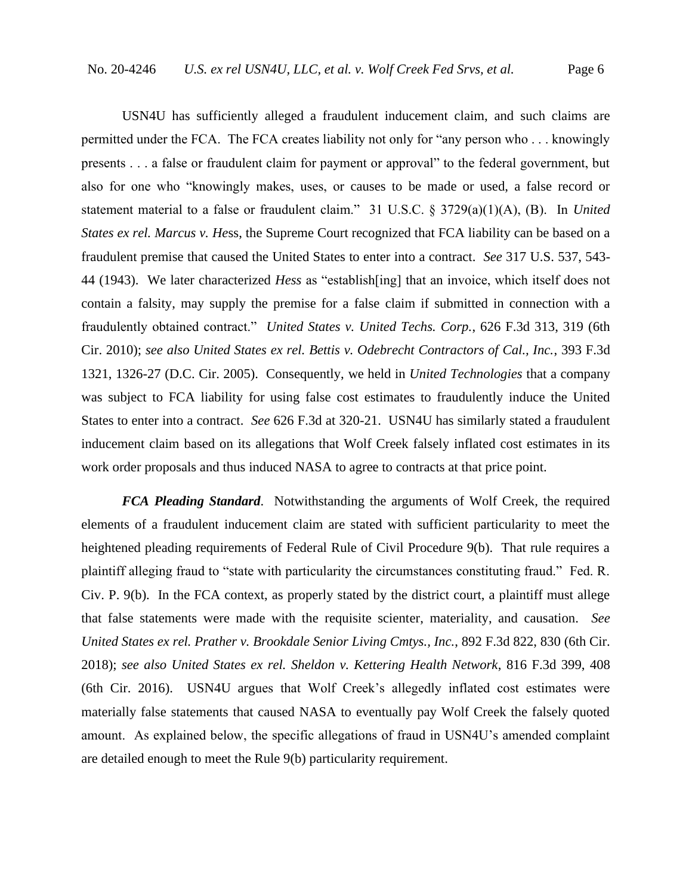USN4U has sufficiently alleged a fraudulent inducement claim, and such claims are permitted under the FCA. The FCA creates liability not only for "any person who . . . knowingly presents . . . a false or fraudulent claim for payment or approval" to the federal government, but also for one who "knowingly makes, uses, or causes to be made or used, a false record or statement material to a false or fraudulent claim." 31 U.S.C. § 3729(a)(1)(A), (B). In *United States ex rel. Marcus v. Hess*, the Supreme Court recognized that FCA liability can be based on a fraudulent premise that caused the United States to enter into a contract. *See* 317 U.S. 537, 543-44 (1943). We later characterized *Hess* as "establish[ing] that an invoice, which itself does not contain a falsity, may supply the premise for a false claim if submitted in connection with a fraudulently obtained contract." *United States v. United Techs. Corp.*, 626 F.3d 313, 319 (6th Cir. 2010); *see also United States ex rel. Bettis v. Odebrecht Contractors of Cal., Inc.*, 393 F.3d 1321, 1326-27 (D.C. Cir. 2005). Consequently, we held in *United Technologies* that a company was subject to FCA liability for using false cost estimates to fraudulently induce the United States to enter into a contract. *See* 626 F.3d at 320-21. USN4U has similarly stated a fraudulent inducement claim based on its allegations that Wolf Creek falsely inflated cost estimates in its work order proposals and thus induced NASA to agree to contracts at that price point.

***FCA Pleading Standard***. Notwithstanding the arguments of Wolf Creek, the required elements of a fraudulent inducement claim are stated with sufficient particularity to meet the heightened pleading requirements of Federal Rule of Civil Procedure 9(b). That rule requires a plaintiff alleging fraud to "state with particularity the circumstances constituting fraud." Fed. R. Civ. P. 9(b). In the FCA context, as properly stated by the district court, a plaintiff must allege that false statements were made with the requisite scienter, materiality, and causation. *See United States ex rel. Prather v. Brookdale Senior Living Cmtys., Inc.*, 892 F.3d 822, 830 (6th Cir. 2018); *see also United States ex rel. Sheldon v. Kettering Health Network*, 816 F.3d 399, 408 (6th Cir. 2016). USN4U argues that Wolf Creek's allegedly inflated cost estimates were materially false statements that caused NASA to eventually pay Wolf Creek the falsely quoted amount. As explained below, the specific allegations of fraud in USN4U's amended complaint are detailed enough to meet the Rule 9(b) particularity requirement.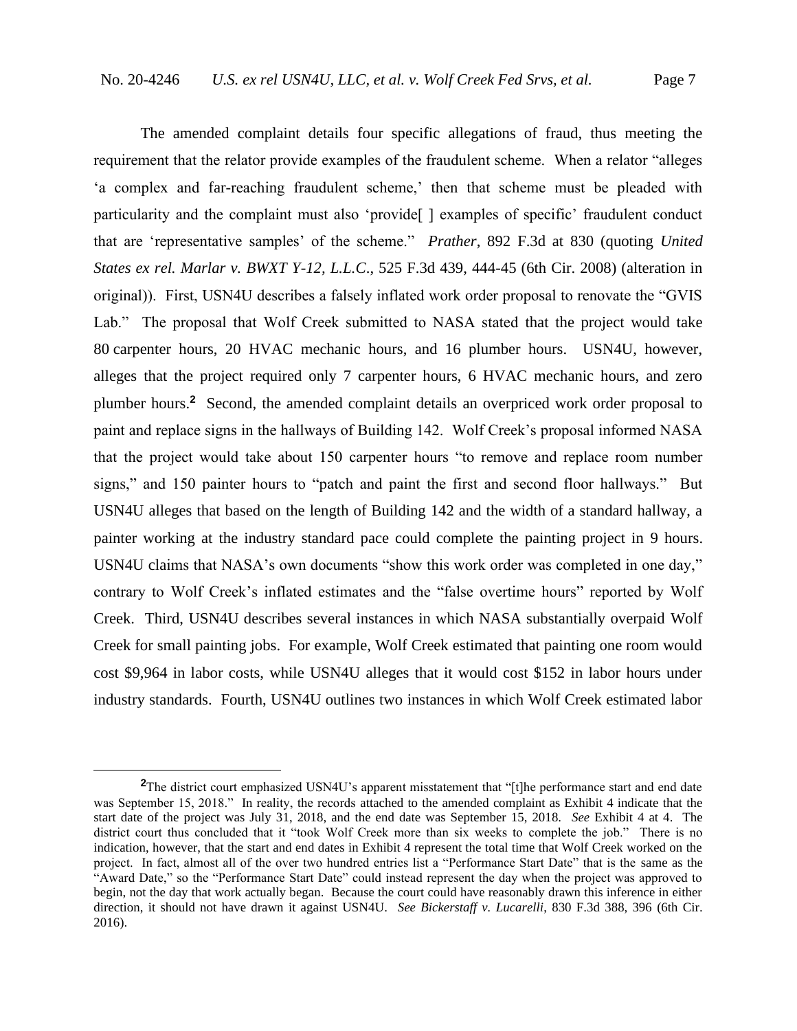The amended complaint details four specific allegations of fraud, thus meeting the requirement that the relator provide examples of the fraudulent scheme. When a relator "alleges 'a complex and far-reaching fraudulent scheme,' then that scheme must be pleaded with particularity and the complaint must also 'provide[ ] examples of specific' fraudulent conduct that are 'representative samples' of the scheme." *Prather*, 892 F.3d at 830 (quoting *United States ex rel. Marlar v. BWXT Y-12, L.L.C.*, 525 F.3d 439, 444-45 (6th Cir. 2008) (alteration in original)). First, USN4U describes a falsely inflated work order proposal to renovate the "GVIS Lab." The proposal that Wolf Creek submitted to NASA stated that the project would take 80 carpenter hours, 20 HVAC mechanic hours, and 16 plumber hours. USN4U, however, alleges that the project required only 7 carpenter hours, 6 HVAC mechanic hours, and zero plumber hours.[2] Second, the amended complaint details an overpriced work order proposal to paint and replace signs in the hallways of Building 142. Wolf Creek's proposal informed NASA that the project would take about 150 carpenter hours "to remove and replace room number signs," and 150 painter hours to "patch and paint the first and second floor hallways." But USN4U alleges that based on the length of Building 142 and the width of a standard hallway, a painter working at the industry standard pace could complete the painting project in 9 hours. USN4U claims that NASA's own documents "show this work order was completed in one day," contrary to Wolf Creek's inflated estimates and the "false overtime hours" reported by Wolf Creek. Third, USN4U describes several instances in which NASA substantially overpaid Wolf Creek for small painting jobs. For example, Wolf Creek estimated that painting one room would cost $9,964 in labor costs, while USN4U alleges that it would cost $152 in labor hours under industry standards. Fourth, USN4U outlines two instances in which Wolf Creek estimated labor

---

[2]The district court emphasized USN4U's apparent misstatement that "[t]he performance start and end date was September 15, 2018." In reality, the records attached to the amended complaint as Exhibit 4 indicate that the start date of the project was July 31, 2018, and the end date was September 15, 2018. *See* Exhibit 4 at 4. The district court thus concluded that it "took Wolf Creek more than six weeks to complete the job." There is no indication, however, that the start and end dates in Exhibit 4 represent the total time that Wolf Creek worked on the project. In fact, almost all of the over two hundred entries list a "Performance Start Date" that is the same as the "Award Date," so the "Performance Start Date" could instead represent the day when the project was approved to begin, not the day that work actually began. Because the court could have reasonably drawn this inference in either direction, it should not have drawn it against USN4U. *See Bickerstaff v. Lucarelli*, 830 F.3d 388, 396 (6th Cir. 2016).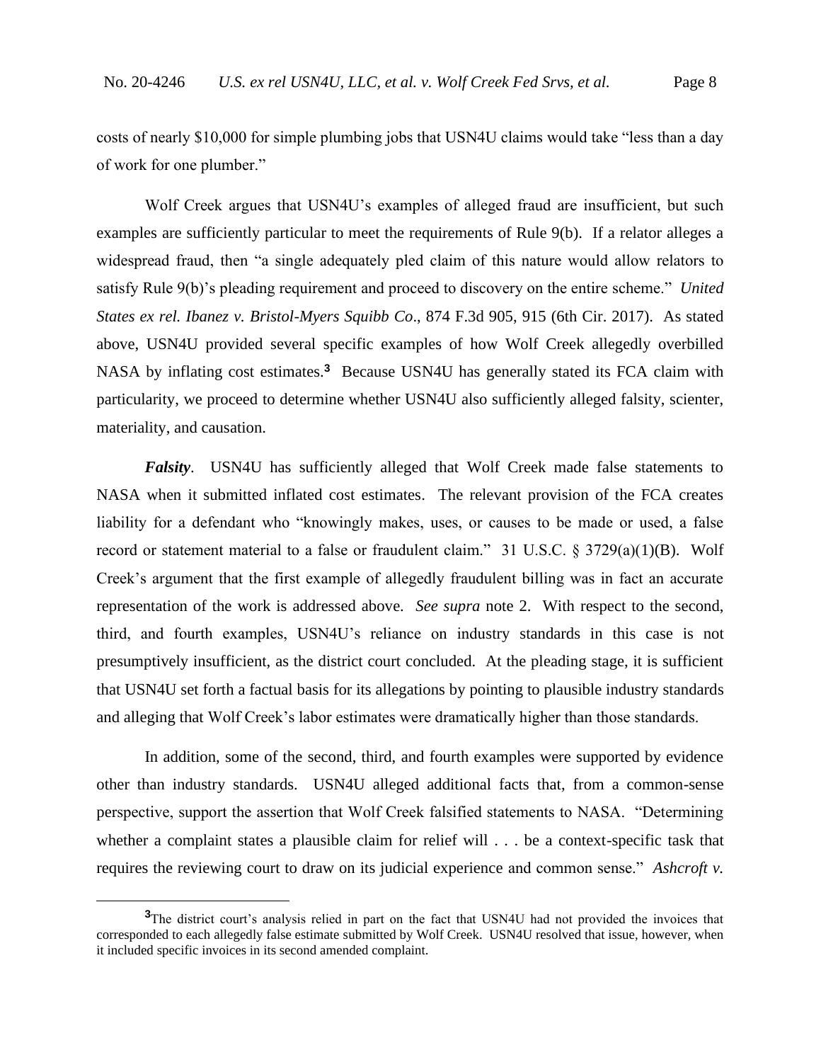costs of nearly $10,000 for simple plumbing jobs that USN4U claims would take "less than a day of work for one plumber."

Wolf Creek argues that USN4U's examples of alleged fraud are insufficient, but such examples are sufficiently particular to meet the requirements of Rule 9(b). If a relator alleges a widespread fraud, then "a single adequately pled claim of this nature would allow relators to satisfy Rule 9(b)'s pleading requirement and proceed to discovery on the entire scheme." *United States ex rel. Ibanez v. Bristol-Myers Squibb Co*., 874 F.3d 905, 915 (6th Cir. 2017). As stated above, USN4U provided several specific examples of how Wolf Creek allegedly overbilled NASA by inflating cost estimates.[3] Because USN4U has generally stated its FCA claim with particularity, we proceed to determine whether USN4U also sufficiently alleged falsity, scienter, materiality, and causation.

***Falsity***. USN4U has sufficiently alleged that Wolf Creek made false statements to NASA when it submitted inflated cost estimates. The relevant provision of the FCA creates liability for a defendant who "knowingly makes, uses, or causes to be made or used, a false record or statement material to a false or fraudulent claim." 31 U.S.C. § 3729(a)(1)(B). Wolf Creek's argument that the first example of allegedly fraudulent billing was in fact an accurate representation of the work is addressed above. *See supra* note 2. With respect to the second, third, and fourth examples, USN4U's reliance on industry standards in this case is not presumptively insufficient, as the district court concluded. At the pleading stage, it is sufficient that USN4U set forth a factual basis for its allegations by pointing to plausible industry standards and alleging that Wolf Creek's labor estimates were dramatically higher than those standards.

In addition, some of the second, third, and fourth examples were supported by evidence other than industry standards. USN4U alleged additional facts that, from a common-sense perspective, support the assertion that Wolf Creek falsified statements to NASA. "Determining whether a complaint states a plausible claim for relief will . . . be a context-specific task that requires the reviewing court to draw on its judicial experience and common sense." *Ashcroft v.*

---

[3]The district court's analysis relied in part on the fact that USN4U had not provided the invoices that corresponded to each allegedly false estimate submitted by Wolf Creek. USN4U resolved that issue, however, when it included specific invoices in its second amended complaint.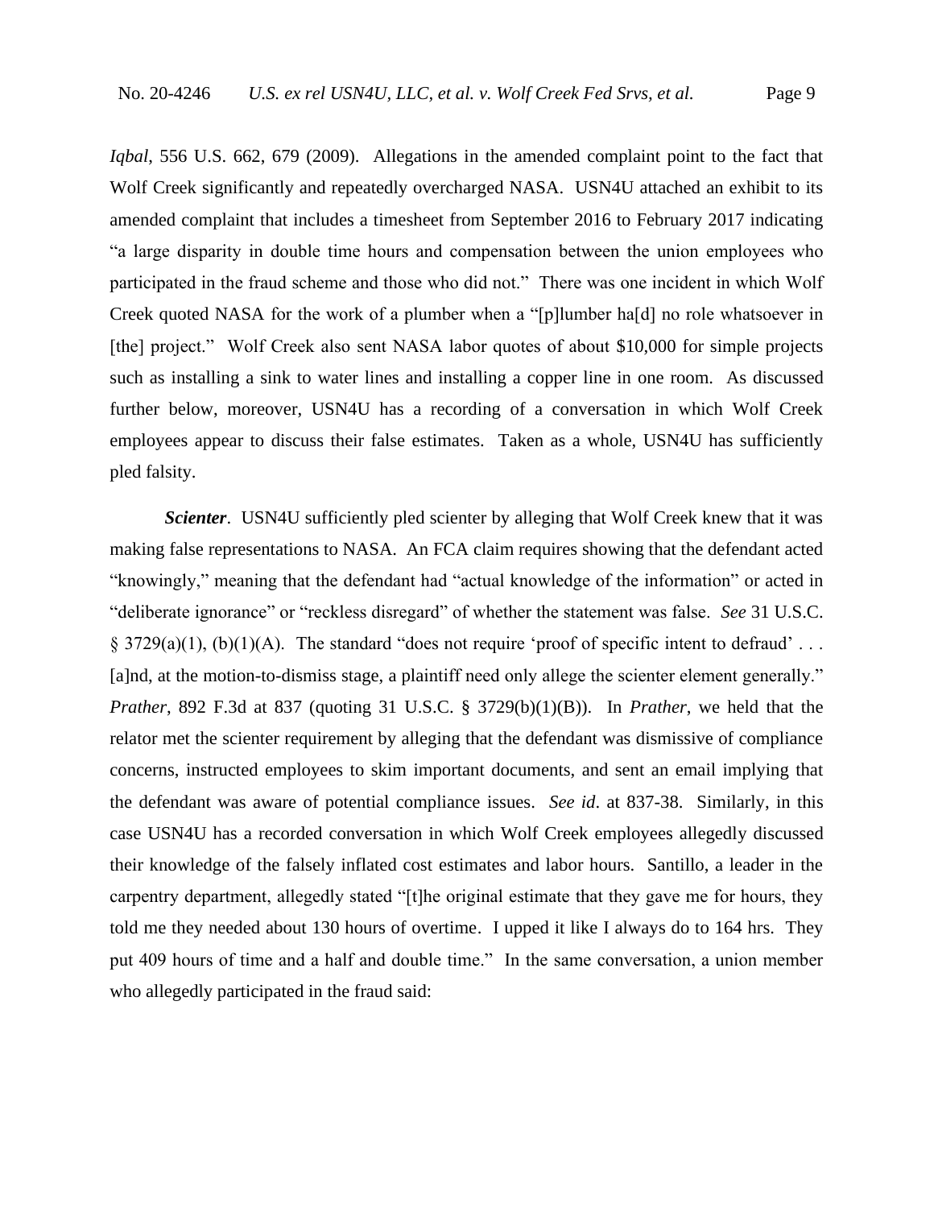*Iqbal*, 556 U.S. 662, 679 (2009). Allegations in the amended complaint point to the fact that Wolf Creek significantly and repeatedly overcharged NASA. USN4U attached an exhibit to its amended complaint that includes a timesheet from September 2016 to February 2017 indicating "a large disparity in double time hours and compensation between the union employees who participated in the fraud scheme and those who did not." There was one incident in which Wolf Creek quoted NASA for the work of a plumber when a "[p]lumber ha[d] no role whatsoever in [the] project." Wolf Creek also sent NASA labor quotes of about $10,000 for simple projects such as installing a sink to water lines and installing a copper line in one room. As discussed further below, moreover, USN4U has a recording of a conversation in which Wolf Creek employees appear to discuss their false estimates. Taken as a whole, USN4U has sufficiently pled falsity.

***Scienter***. USN4U sufficiently pled scienter by alleging that Wolf Creek knew that it was making false representations to NASA. An FCA claim requires showing that the defendant acted "knowingly," meaning that the defendant had "actual knowledge of the information" or acted in "deliberate ignorance" or "reckless disregard" of whether the statement was false. *See* 31 U.S.C. § 3729(a)(1), (b)(1)(A). The standard "does not require 'proof of specific intent to defraud' . . . [a]nd, at the motion-to-dismiss stage, a plaintiff need only allege the scienter element generally." *Prather*, 892 F.3d at 837 (quoting 31 U.S.C. § 3729(b)(1)(B)). In *Prather*, we held that the relator met the scienter requirement by alleging that the defendant was dismissive of compliance concerns, instructed employees to skim important documents, and sent an email implying that the defendant was aware of potential compliance issues. *See id*. at 837-38. Similarly, in this case USN4U has a recorded conversation in which Wolf Creek employees allegedly discussed their knowledge of the falsely inflated cost estimates and labor hours. Santillo, a leader in the carpentry department, allegedly stated "[t]he original estimate that they gave me for hours, they told me they needed about 130 hours of overtime. I upped it like I always do to 164 hrs. They put 409 hours of time and a half and double time." In the same conversation, a union member who allegedly participated in the fraud said: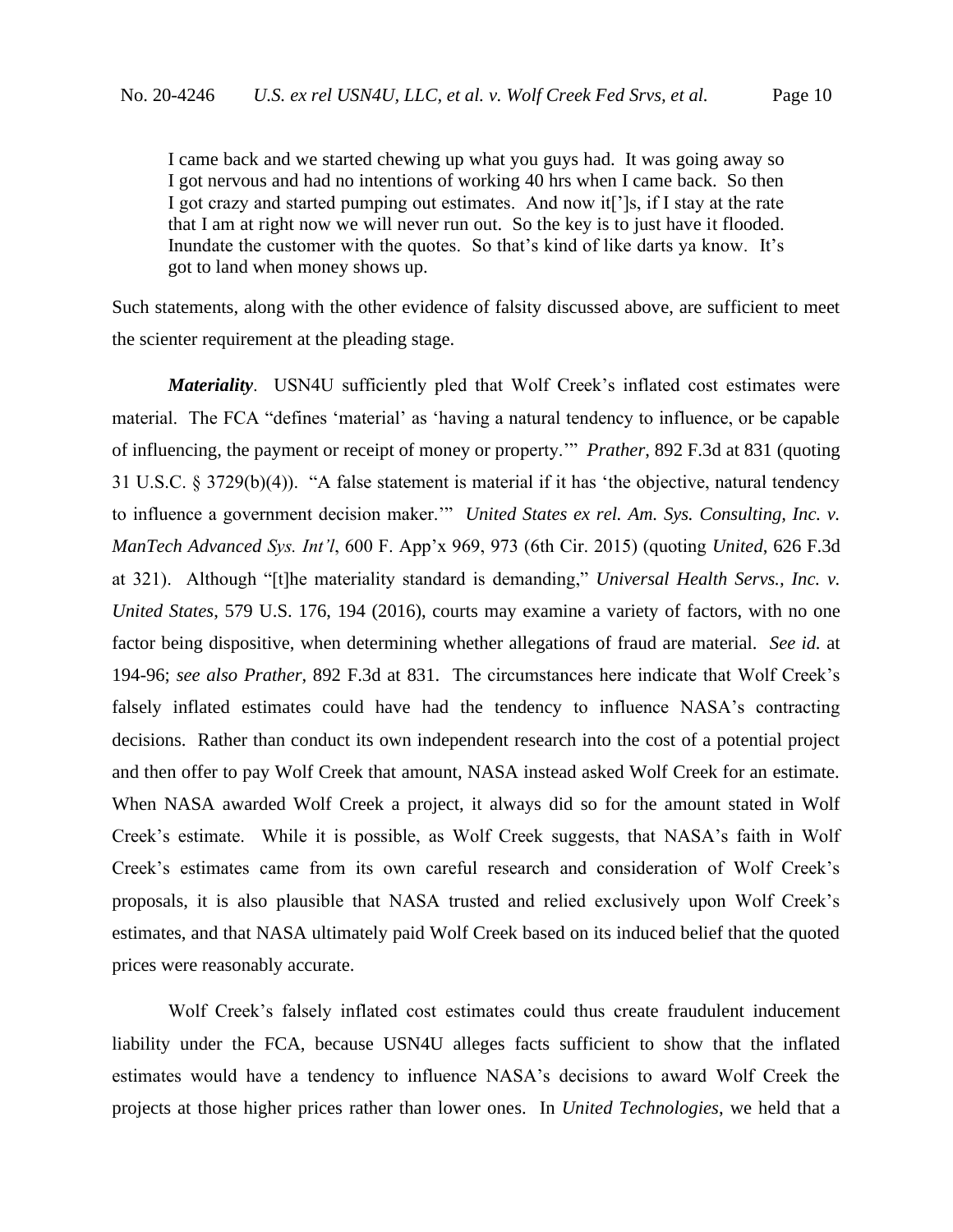> I came back and we started chewing up what you guys had. It was going away so I got nervous and had no intentions of working 40 hrs when I came back. So then I got crazy and started pumping out estimates. And now it[']s, if I stay at the rate that I am at right now we will never run out. So the key is to just have it flooded. Inundate the customer with the quotes. So that's kind of like darts ya know. It's got to land when money shows up.

Such statements, along with the other evidence of falsity discussed above, are sufficient to meet the scienter requirement at the pleading stage.

***Materiality***. USN4U sufficiently pled that Wolf Creek's inflated cost estimates were material. The FCA "defines 'material' as 'having a natural tendency to influence, or be capable of influencing, the payment or receipt of money or property.'" *Prather*, 892 F.3d at 831 (quoting 31 U.S.C. § 3729(b)(4)). "A false statement is material if it has 'the objective, natural tendency to influence a government decision maker.'" *United States ex rel. Am. Sys. Consulting, Inc. v. ManTech Advanced Sys. Int'l*, 600 F. App'x 969, 973 (6th Cir. 2015) (quoting *United*, 626 F.3d at 321). Although "[t]he materiality standard is demanding," *Universal Health Servs., Inc. v. United States*, 579 U.S. 176, 194 (2016), courts may examine a variety of factors, with no one factor being dispositive, when determining whether allegations of fraud are material. *See id.* at 194-96; *see also Prather*, 892 F.3d at 831. The circumstances here indicate that Wolf Creek's falsely inflated estimates could have had the tendency to influence NASA's contracting decisions. Rather than conduct its own independent research into the cost of a potential project and then offer to pay Wolf Creek that amount, NASA instead asked Wolf Creek for an estimate. When NASA awarded Wolf Creek a project, it always did so for the amount stated in Wolf Creek's estimate. While it is possible, as Wolf Creek suggests, that NASA's faith in Wolf Creek's estimates came from its own careful research and consideration of Wolf Creek's proposals, it is also plausible that NASA trusted and relied exclusively upon Wolf Creek's estimates, and that NASA ultimately paid Wolf Creek based on its induced belief that the quoted prices were reasonably accurate.

Wolf Creek's falsely inflated cost estimates could thus create fraudulent inducement liability under the FCA, because USN4U alleges facts sufficient to show that the inflated estimates would have a tendency to influence NASA's decisions to award Wolf Creek the projects at those higher prices rather than lower ones. In *United Technologies*, we held that a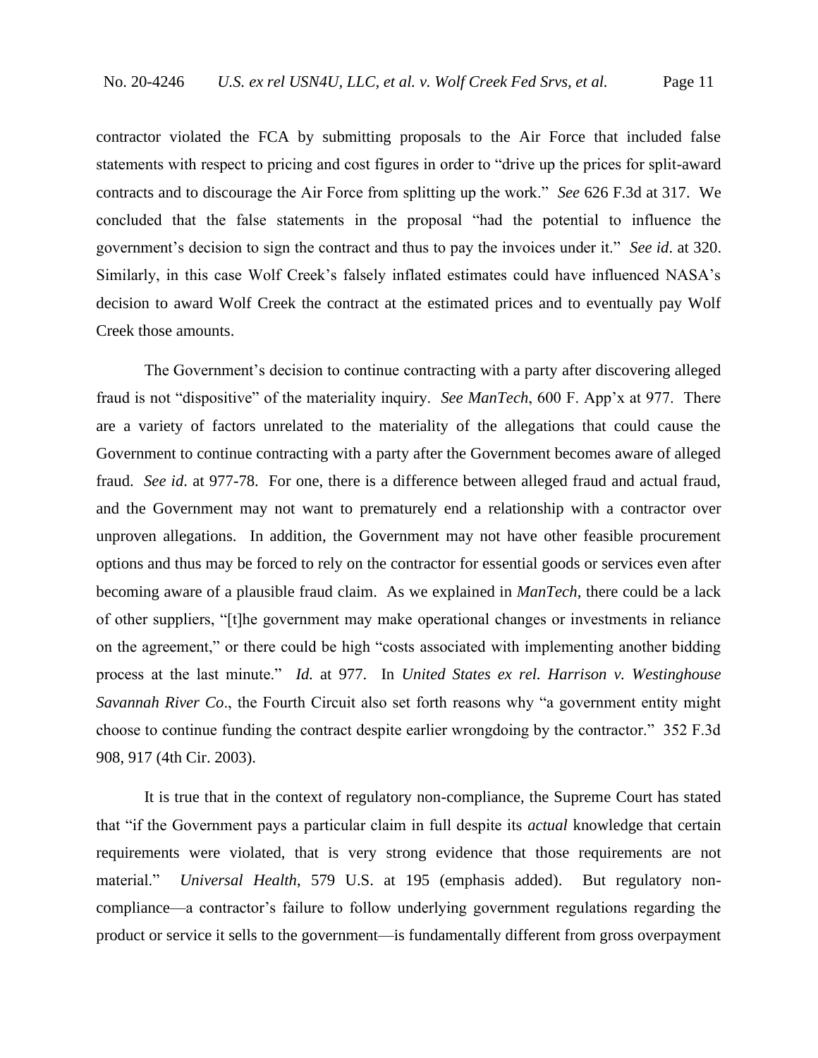contractor violated the FCA by submitting proposals to the Air Force that included false statements with respect to pricing and cost figures in order to "drive up the prices for split-award contracts and to discourage the Air Force from splitting up the work." *See* 626 F.3d at 317. We concluded that the false statements in the proposal "had the potential to influence the government's decision to sign the contract and thus to pay the invoices under it." *See id*. at 320. Similarly, in this case Wolf Creek's falsely inflated estimates could have influenced NASA's decision to award Wolf Creek the contract at the estimated prices and to eventually pay Wolf Creek those amounts.

The Government's decision to continue contracting with a party after discovering alleged fraud is not "dispositive" of the materiality inquiry. *See ManTech*, 600 F. App'x at 977. There are a variety of factors unrelated to the materiality of the allegations that could cause the Government to continue contracting with a party after the Government becomes aware of alleged fraud. *See id*. at 977-78. For one, there is a difference between alleged fraud and actual fraud, and the Government may not want to prematurely end a relationship with a contractor over unproven allegations. In addition, the Government may not have other feasible procurement options and thus may be forced to rely on the contractor for essential goods or services even after becoming aware of a plausible fraud claim. As we explained in *ManTech*, there could be a lack of other suppliers, "[t]he government may make operational changes or investments in reliance on the agreement," or there could be high "costs associated with implementing another bidding process at the last minute." *Id.* at 977. In *United States ex rel. Harrison v. Westinghouse Savannah River Co*., the Fourth Circuit also set forth reasons why "a government entity might choose to continue funding the contract despite earlier wrongdoing by the contractor." 352 F.3d 908, 917 (4th Cir. 2003).

It is true that in the context of regulatory non-compliance, the Supreme Court has stated that "if the Government pays a particular claim in full despite its *actual* knowledge that certain requirements were violated, that is very strong evidence that those requirements are not material." *Universal Health*, 579 U.S. at 195 (emphasis added). But regulatory non-compliance—a contractor's failure to follow underlying government regulations regarding the product or service it sells to the government—is fundamentally different from gross overpayment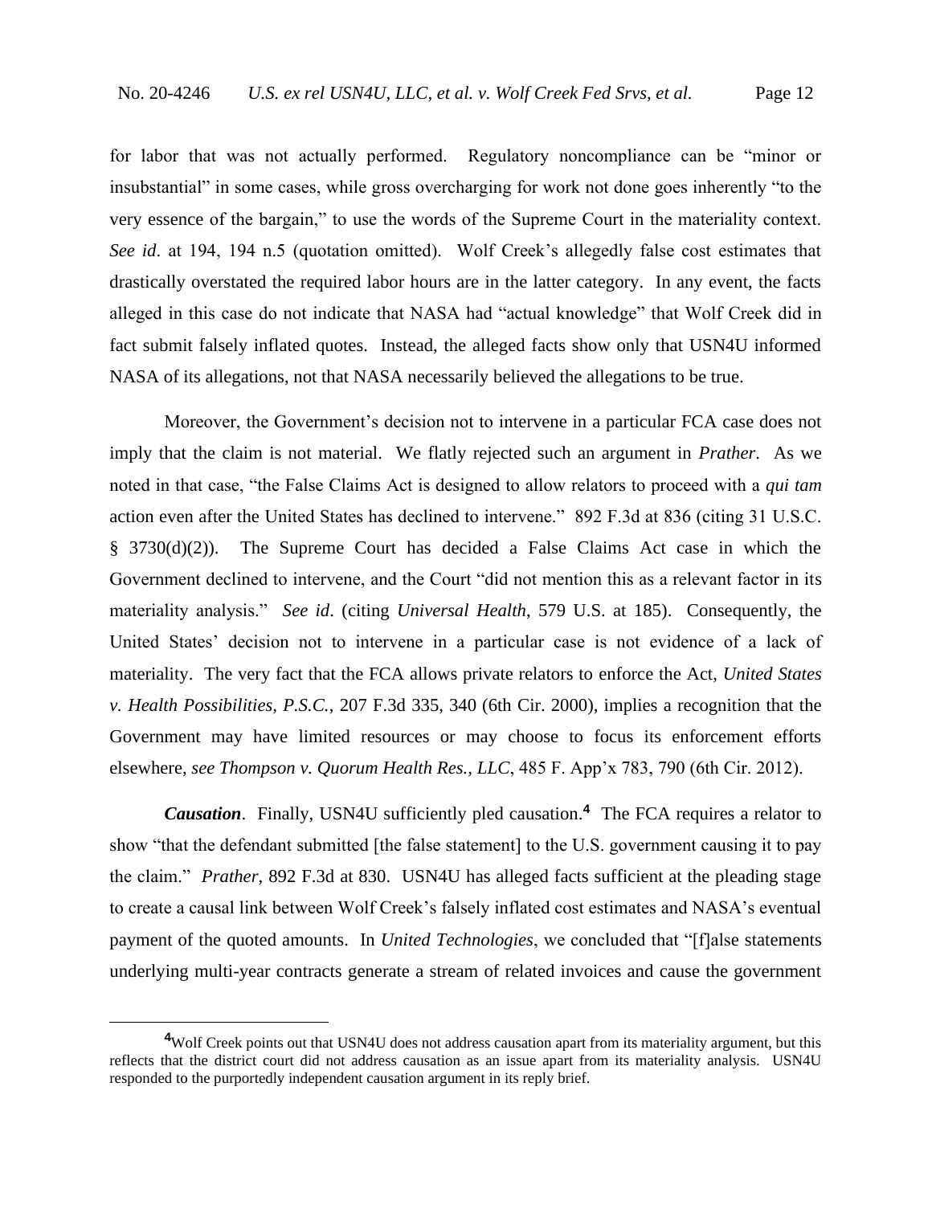for labor that was not actually performed. Regulatory noncompliance can be "minor or insubstantial" in some cases, while gross overcharging for work not done goes inherently "to the very essence of the bargain," to use the words of the Supreme Court in the materiality context. *See id*. at 194, 194 n.5 (quotation omitted). Wolf Creek's allegedly false cost estimates that drastically overstated the required labor hours are in the latter category. In any event, the facts alleged in this case do not indicate that NASA had "actual knowledge" that Wolf Creek did in fact submit falsely inflated quotes. Instead, the alleged facts show only that USN4U informed NASA of its allegations, not that NASA necessarily believed the allegations to be true.

Moreover, the Government's decision not to intervene in a particular FCA case does not imply that the claim is not material. We flatly rejected such an argument in *Prather*. As we noted in that case, "the False Claims Act is designed to allow relators to proceed with a *qui tam* action even after the United States has declined to intervene." 892 F.3d at 836 (citing 31 U.S.C. § 3730(d)(2)). The Supreme Court has decided a False Claims Act case in which the Government declined to intervene, and the Court "did not mention this as a relevant factor in its materiality analysis." *See id*. (citing *Universal Health*, 579 U.S. at 185). Consequently, the United States' decision not to intervene in a particular case is not evidence of a lack of materiality. The very fact that the FCA allows private relators to enforce the Act, *United States v. Health Possibilities, P.S.C.*, 207 F.3d 335, 340 (6th Cir. 2000), implies a recognition that the Government may have limited resources or may choose to focus its enforcement efforts elsewhere, *see Thompson v. Quorum Health Res., LLC*, 485 F. App'x 783, 790 (6th Cir. 2012).

***Causation***. Finally, USN4U sufficiently pled causation.[4] The FCA requires a relator to show "that the defendant submitted [the false statement] to the U.S. government causing it to pay the claim." *Prather*, 892 F.3d at 830. USN4U has alleged facts sufficient at the pleading stage to create a causal link between Wolf Creek's falsely inflated cost estimates and NASA's eventual payment of the quoted amounts. In *United Technologies*, we concluded that "[f]alse statements underlying multi-year contracts generate a stream of related invoices and cause the government

---

[4]Wolf Creek points out that USN4U does not address causation apart from its materiality argument, but this reflects that the district court did not address causation as an issue apart from its materiality analysis. USN4U responded to the purportedly independent causation argument in its reply brief.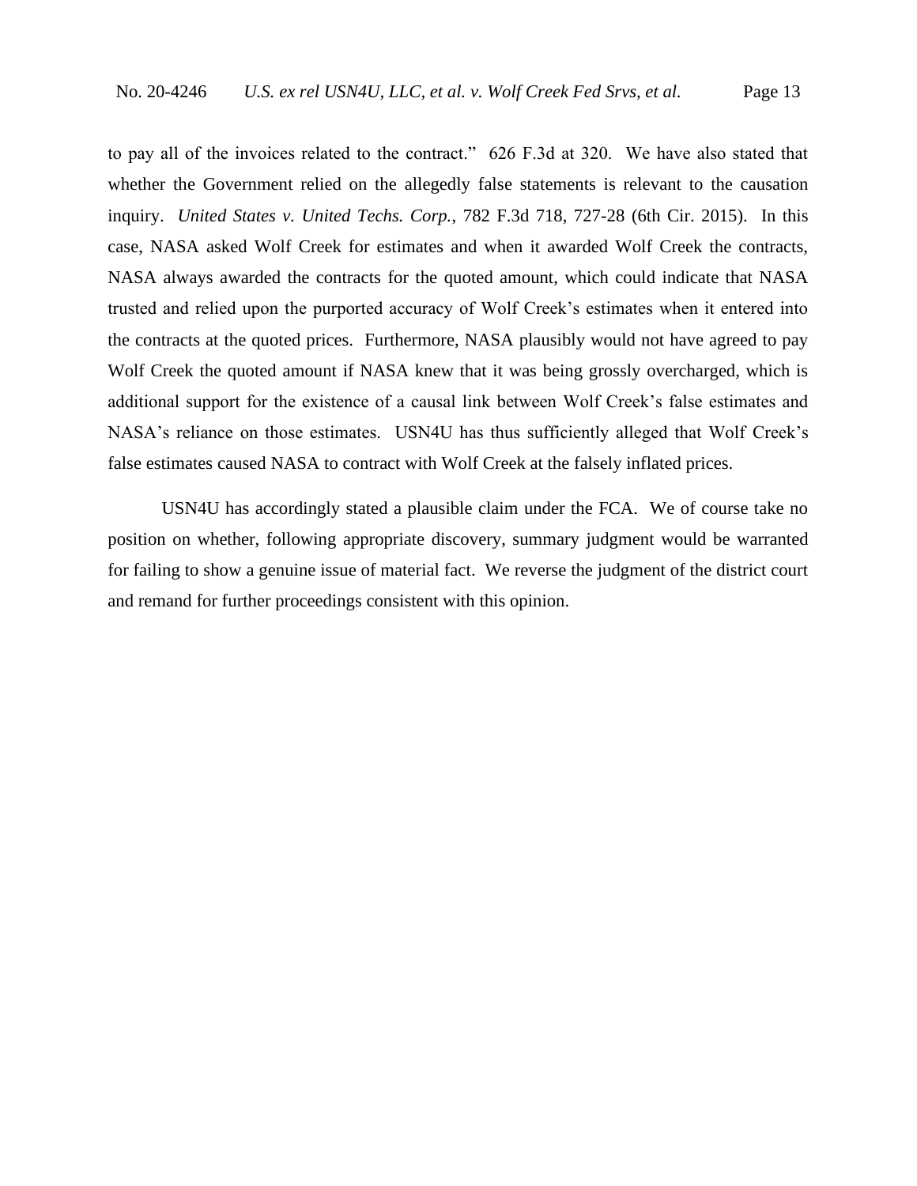to pay all of the invoices related to the contract." 626 F.3d at 320. We have also stated that whether the Government relied on the allegedly false statements is relevant to the causation inquiry. *United States v. United Techs. Corp.*, 782 F.3d 718, 727-28 (6th Cir. 2015). In this case, NASA asked Wolf Creek for estimates and when it awarded Wolf Creek the contracts, NASA always awarded the contracts for the quoted amount, which could indicate that NASA trusted and relied upon the purported accuracy of Wolf Creek's estimates when it entered into the contracts at the quoted prices. Furthermore, NASA plausibly would not have agreed to pay Wolf Creek the quoted amount if NASA knew that it was being grossly overcharged, which is additional support for the existence of a causal link between Wolf Creek's false estimates and NASA's reliance on those estimates. USN4U has thus sufficiently alleged that Wolf Creek's false estimates caused NASA to contract with Wolf Creek at the falsely inflated prices.

USN4U has accordingly stated a plausible claim under the FCA. We of course take no position on whether, following appropriate discovery, summary judgment would be warranted for failing to show a genuine issue of material fact. We reverse the judgment of the district court and remand for further proceedings consistent with this opinion.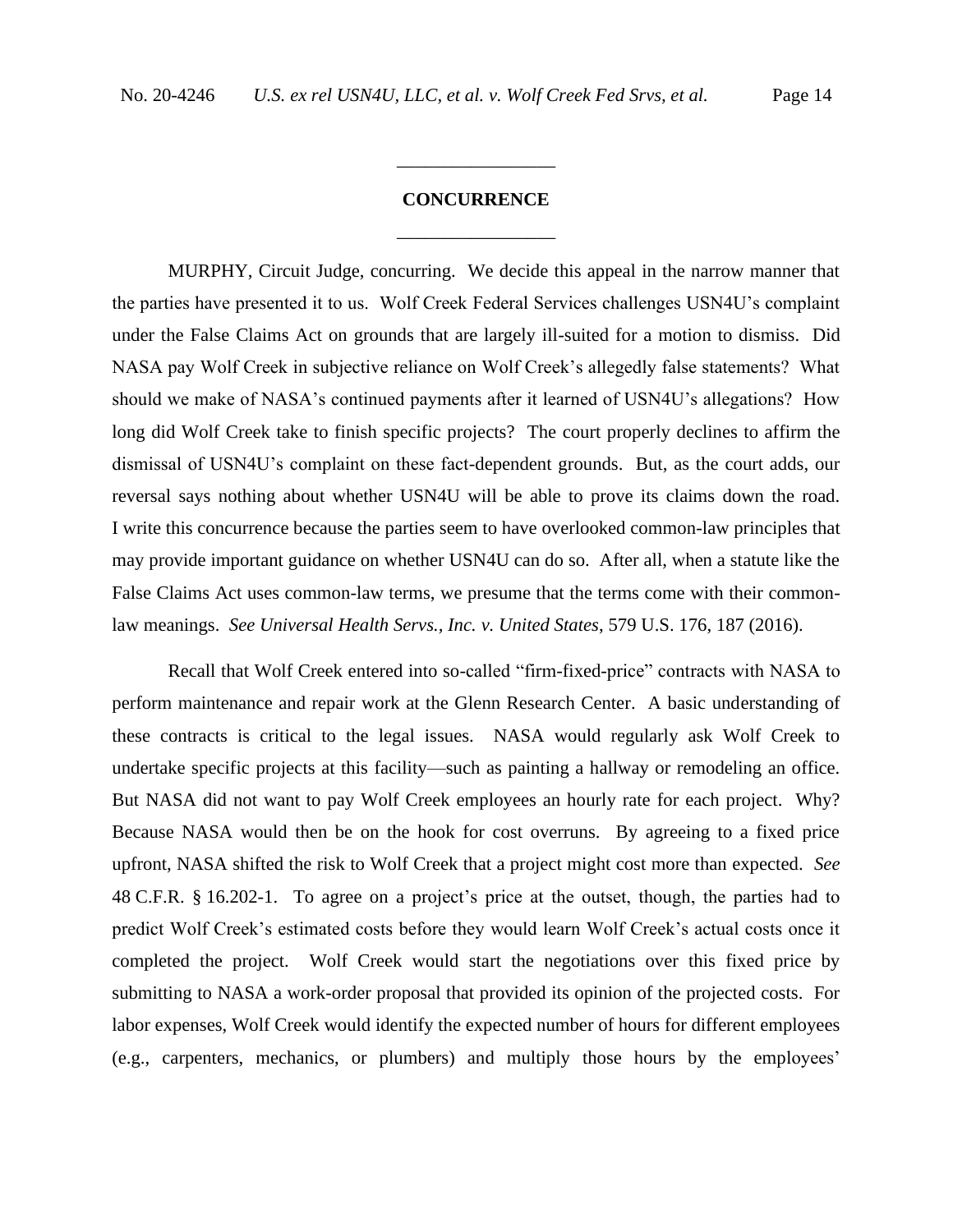## CONCURRENCE

MURPHY, Circuit Judge, concurring. We decide this appeal in the narrow manner that the parties have presented it to us. Wolf Creek Federal Services challenges USN4U's complaint under the False Claims Act on grounds that are largely ill-suited for a motion to dismiss. Did NASA pay Wolf Creek in subjective reliance on Wolf Creek's allegedly false statements? What should we make of NASA's continued payments after it learned of USN4U's allegations? How long did Wolf Creek take to finish specific projects? The court properly declines to affirm the dismissal of USN4U's complaint on these fact-dependent grounds. But, as the court adds, our reversal says nothing about whether USN4U will be able to prove its claims down the road. I write this concurrence because the parties seem to have overlooked common-law principles that may provide important guidance on whether USN4U can do so. After all, when a statute like the False Claims Act uses common-law terms, we presume that the terms come with their common-law meanings. *See Universal Health Servs., Inc. v. United States*, 579 U.S. 176, 187 (2016).

Recall that Wolf Creek entered into so-called "firm-fixed-price" contracts with NASA to perform maintenance and repair work at the Glenn Research Center. A basic understanding of these contracts is critical to the legal issues. NASA would regularly ask Wolf Creek to undertake specific projects at this facility—such as painting a hallway or remodeling an office. But NASA did not want to pay Wolf Creek employees an hourly rate for each project. Why? Because NASA would then be on the hook for cost overruns. By agreeing to a fixed price upfront, NASA shifted the risk to Wolf Creek that a project might cost more than expected. *See* 48 C.F.R. § 16.202-1. To agree on a project's price at the outset, though, the parties had to predict Wolf Creek's estimated costs before they would learn Wolf Creek's actual costs once it completed the project. Wolf Creek would start the negotiations over this fixed price by submitting to NASA a work-order proposal that provided its opinion of the projected costs. For labor expenses, Wolf Creek would identify the expected number of hours for different employees (e.g., carpenters, mechanics, or plumbers) and multiply those hours by the employees'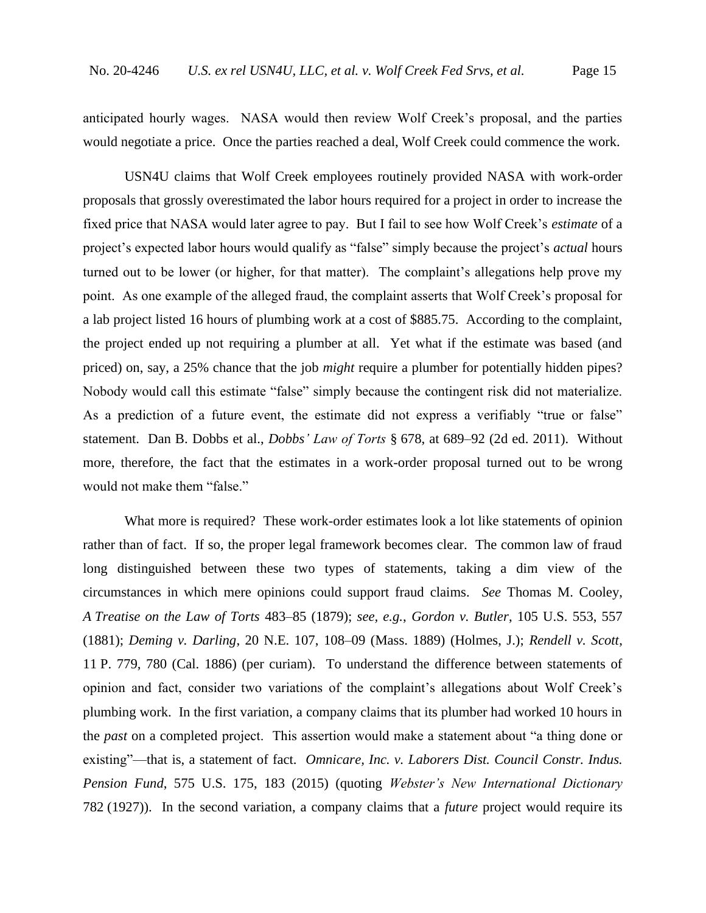anticipated hourly wages. NASA would then review Wolf Creek's proposal, and the parties would negotiate a price. Once the parties reached a deal, Wolf Creek could commence the work.

USN4U claims that Wolf Creek employees routinely provided NASA with work-order proposals that grossly overestimated the labor hours required for a project in order to increase the fixed price that NASA would later agree to pay. But I fail to see how Wolf Creek's *estimate* of a project's expected labor hours would qualify as "false" simply because the project's *actual* hours turned out to be lower (or higher, for that matter). The complaint's allegations help prove my point. As one example of the alleged fraud, the complaint asserts that Wolf Creek's proposal for a lab project listed 16 hours of plumbing work at a cost of $885.75. According to the complaint, the project ended up not requiring a plumber at all. Yet what if the estimate was based (and priced) on, say, a 25% chance that the job *might* require a plumber for potentially hidden pipes? Nobody would call this estimate "false" simply because the contingent risk did not materialize. As a prediction of a future event, the estimate did not express a verifiably "true or false" statement. Dan B. Dobbs et al., *Dobbs' Law of Torts* § 678, at 689–92 (2d ed. 2011). Without more, therefore, the fact that the estimates in a work-order proposal turned out to be wrong would not make them "false."

What more is required? These work-order estimates look a lot like statements of opinion rather than of fact. If so, the proper legal framework becomes clear. The common law of fraud long distinguished between these two types of statements, taking a dim view of the circumstances in which mere opinions could support fraud claims. *See* Thomas M. Cooley, *A Treatise on the Law of Torts* 483–85 (1879); *see, e.g.*, *Gordon v. Butler*, 105 U.S. 553, 557 (1881); *Deming v. Darling*, 20 N.E. 107, 108–09 (Mass. 1889) (Holmes, J.); *Rendell v. Scott*, 11 P. 779, 780 (Cal. 1886) (per curiam). To understand the difference between statements of opinion and fact, consider two variations of the complaint's allegations about Wolf Creek's plumbing work. In the first variation, a company claims that its plumber had worked 10 hours in the *past* on a completed project. This assertion would make a statement about "a thing done or existing"—that is, a statement of fact. *Omnicare, Inc. v. Laborers Dist. Council Constr. Indus. Pension Fund*, 575 U.S. 175, 183 (2015) (quoting *Webster's New International Dictionary* 782 (1927)). In the second variation, a company claims that a *future* project would require its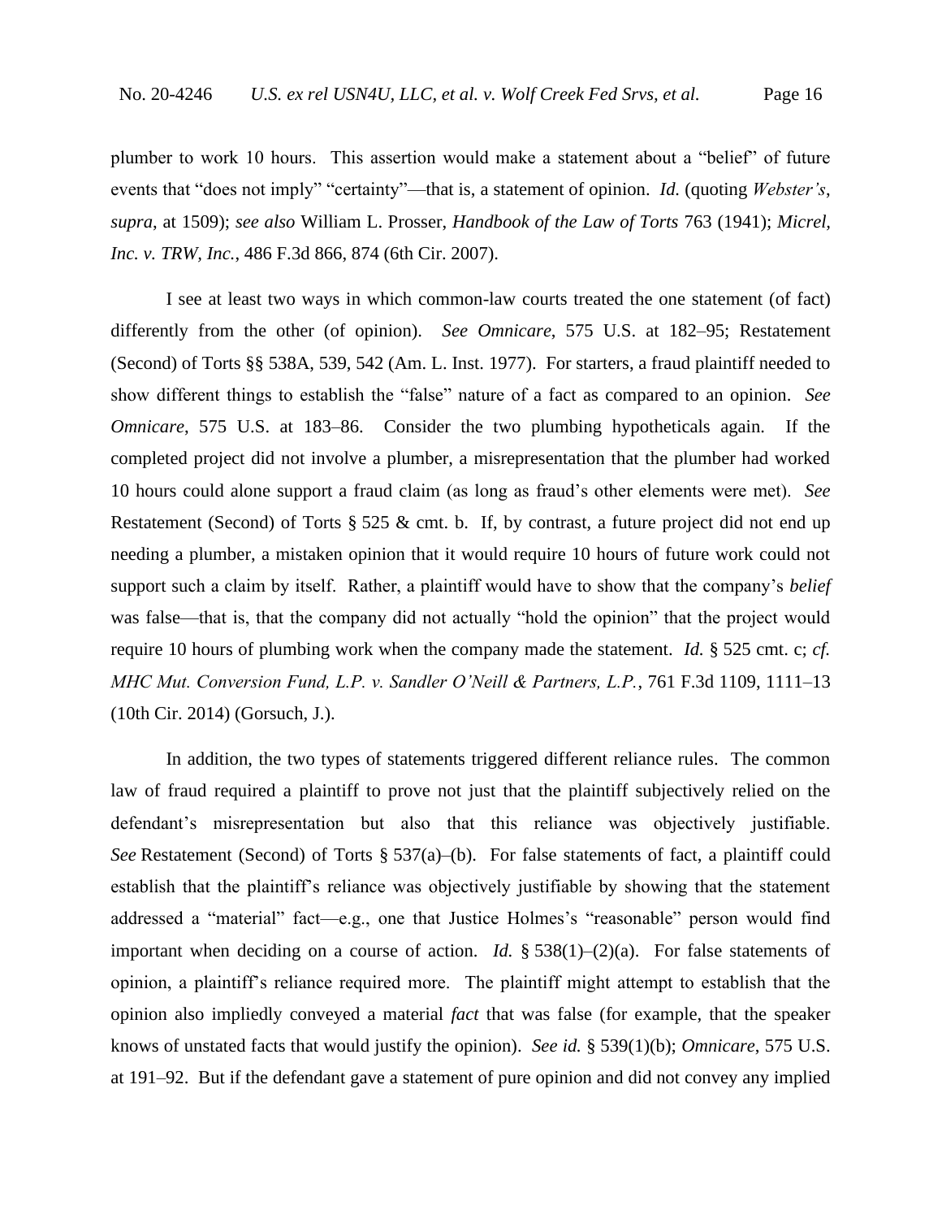plumber to work 10 hours. This assertion would make a statement about a "belief" of future events that "does not imply" "certainty"—that is, a statement of opinion. *Id.* (quoting *Webster's*, *supra*, at 1509); *see also* William L. Prosser, *Handbook of the Law of Torts* 763 (1941); *Micrel, Inc. v. TRW, Inc.*, 486 F.3d 866, 874 (6th Cir. 2007).

I see at least two ways in which common-law courts treated the one statement (of fact) differently from the other (of opinion). *See Omnicare*, 575 U.S. at 182–95; Restatement (Second) of Torts §§ 538A, 539, 542 (Am. L. Inst. 1977). For starters, a fraud plaintiff needed to show different things to establish the "false" nature of a fact as compared to an opinion. *See Omnicare*, 575 U.S. at 183–86. Consider the two plumbing hypotheticals again. If the completed project did not involve a plumber, a misrepresentation that the plumber had worked 10 hours could alone support a fraud claim (as long as fraud's other elements were met). *See* Restatement (Second) of Torts § 525 & cmt. b. If, by contrast, a future project did not end up needing a plumber, a mistaken opinion that it would require 10 hours of future work could not support such a claim by itself. Rather, a plaintiff would have to show that the company's *belief* was false—that is, that the company did not actually "hold the opinion" that the project would require 10 hours of plumbing work when the company made the statement. *Id.* § 525 cmt. c; *cf. MHC Mut. Conversion Fund, L.P. v. Sandler O'Neill & Partners, L.P.*, 761 F.3d 1109, 1111–13 (10th Cir. 2014) (Gorsuch, J.).

In addition, the two types of statements triggered different reliance rules. The common law of fraud required a plaintiff to prove not just that the plaintiff subjectively relied on the defendant's misrepresentation but also that this reliance was objectively justifiable. *See* Restatement (Second) of Torts § 537(a)–(b). For false statements of fact, a plaintiff could establish that the plaintiff's reliance was objectively justifiable by showing that the statement addressed a "material" fact—e.g., one that Justice Holmes's "reasonable" person would find important when deciding on a course of action. *Id.* § 538(1)–(2)(a). For false statements of opinion, a plaintiff's reliance required more. The plaintiff might attempt to establish that the opinion also impliedly conveyed a material *fact* that was false (for example, that the speaker knows of unstated facts that would justify the opinion). *See id.* § 539(1)(b); *Omnicare*, 575 U.S. at 191–92. But if the defendant gave a statement of pure opinion and did not convey any implied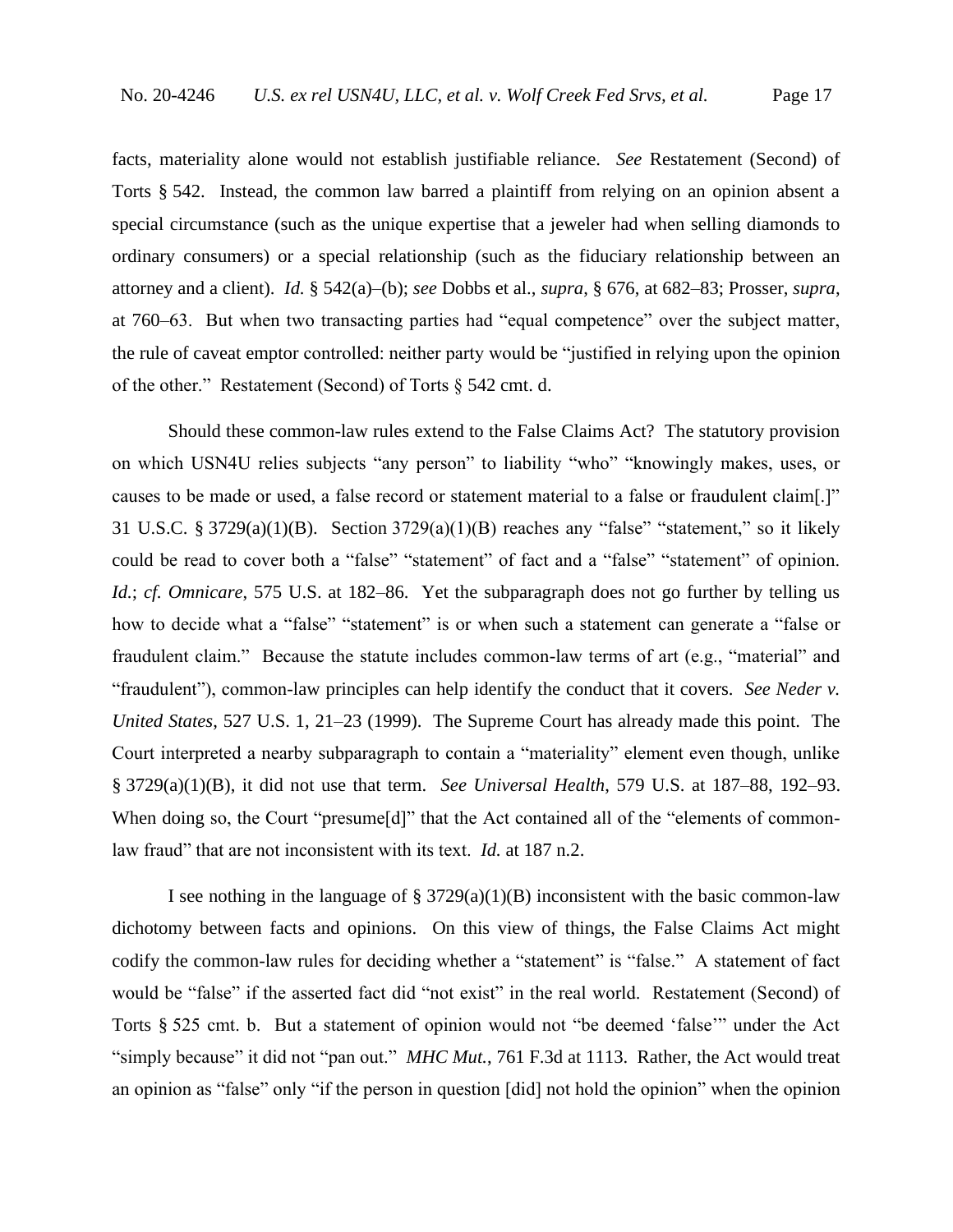facts, materiality alone would not establish justifiable reliance. *See* Restatement (Second) of Torts § 542. Instead, the common law barred a plaintiff from relying on an opinion absent a special circumstance (such as the unique expertise that a jeweler had when selling diamonds to ordinary consumers) or a special relationship (such as the fiduciary relationship between an attorney and a client). *Id.* § 542(a)–(b); *see* Dobbs et al., *supra*, § 676, at 682–83; Prosser, *supra*, at 760–63. But when two transacting parties had "equal competence" over the subject matter, the rule of caveat emptor controlled: neither party would be "justified in relying upon the opinion of the other." Restatement (Second) of Torts § 542 cmt. d.

Should these common-law rules extend to the False Claims Act? The statutory provision on which USN4U relies subjects "any person" to liability "who" "knowingly makes, uses, or causes to be made or used, a false record or statement material to a false or fraudulent claim[.]" 31 U.S.C. § 3729(a)(1)(B). Section 3729(a)(1)(B) reaches any "false" "statement," so it likely could be read to cover both a "false" "statement" of fact and a "false" "statement" of opinion. *Id.*; *cf. Omnicare*, 575 U.S. at 182–86. Yet the subparagraph does not go further by telling us how to decide what a "false" "statement" is or when such a statement can generate a "false or fraudulent claim." Because the statute includes common-law terms of art (e.g., "material" and "fraudulent"), common-law principles can help identify the conduct that it covers. *See Neder v. United States*, 527 U.S. 1, 21–23 (1999). The Supreme Court has already made this point. The Court interpreted a nearby subparagraph to contain a "materiality" element even though, unlike § 3729(a)(1)(B), it did not use that term. *See Universal Health*, 579 U.S. at 187–88, 192–93. When doing so, the Court "presume[d]" that the Act contained all of the "elements of common-law fraud" that are not inconsistent with its text. *Id.* at 187 n.2.

I see nothing in the language of § 3729(a)(1)(B) inconsistent with the basic common-law dichotomy between facts and opinions. On this view of things, the False Claims Act might codify the common-law rules for deciding whether a "statement" is "false." A statement of fact would be "false" if the asserted fact did "not exist" in the real world. Restatement (Second) of Torts § 525 cmt. b. But a statement of opinion would not "be deemed 'false'" under the Act "simply because" it did not "pan out." *MHC Mut.*, 761 F.3d at 1113. Rather, the Act would treat an opinion as "false" only "if the person in question [did] not hold the opinion" when the opinion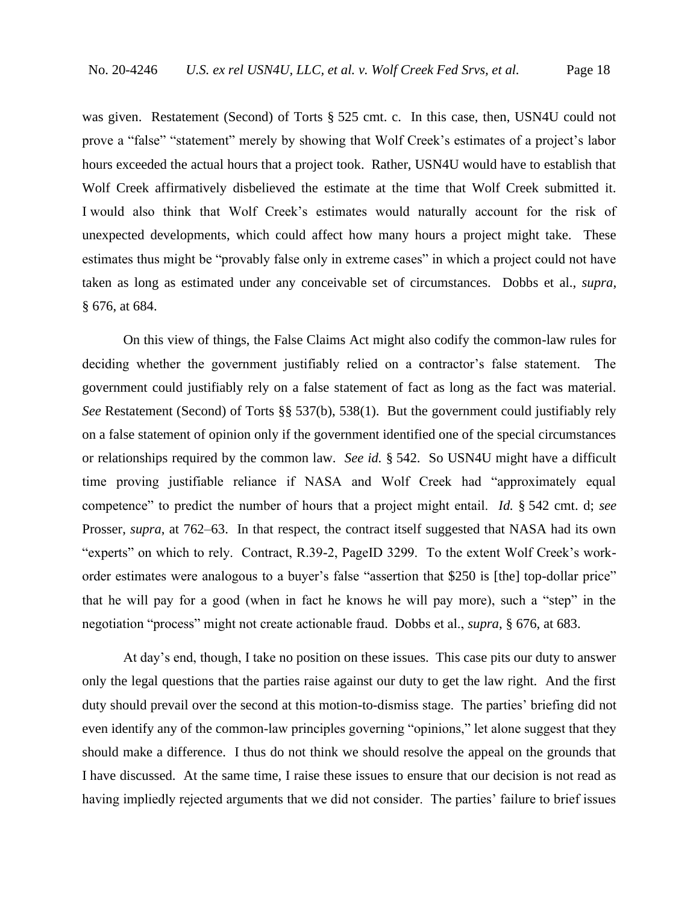was given. Restatement (Second) of Torts § 525 cmt. c. In this case, then, USN4U could not prove a "false" "statement" merely by showing that Wolf Creek's estimates of a project's labor hours exceeded the actual hours that a project took. Rather, USN4U would have to establish that Wolf Creek affirmatively disbelieved the estimate at the time that Wolf Creek submitted it. I would also think that Wolf Creek's estimates would naturally account for the risk of unexpected developments, which could affect how many hours a project might take. These estimates thus might be "provably false only in extreme cases" in which a project could not have taken as long as estimated under any conceivable set of circumstances. Dobbs et al., *supra*, § 676, at 684.

On this view of things, the False Claims Act might also codify the common-law rules for deciding whether the government justifiably relied on a contractor's false statement. The government could justifiably rely on a false statement of fact as long as the fact was material. *See* Restatement (Second) of Torts §§ 537(b), 538(1). But the government could justifiably rely on a false statement of opinion only if the government identified one of the special circumstances or relationships required by the common law. *See id.* § 542. So USN4U might have a difficult time proving justifiable reliance if NASA and Wolf Creek had "approximately equal competence" to predict the number of hours that a project might entail. *Id.* § 542 cmt. d; *see* Prosser, *supra*, at 762–63. In that respect, the contract itself suggested that NASA had its own "experts" on which to rely. Contract, R.39-2, PageID 3299. To the extent Wolf Creek's work-order estimates were analogous to a buyer's false "assertion that $250 is [the] top-dollar price" that he will pay for a good (when in fact he knows he will pay more), such a "step" in the negotiation "process" might not create actionable fraud. Dobbs et al., *supra*, § 676, at 683.

At day's end, though, I take no position on these issues. This case pits our duty to answer only the legal questions that the parties raise against our duty to get the law right. And the first duty should prevail over the second at this motion-to-dismiss stage. The parties' briefing did not even identify any of the common-law principles governing "opinions," let alone suggest that they should make a difference. I thus do not think we should resolve the appeal on the grounds that I have discussed. At the same time, I raise these issues to ensure that our decision is not read as having impliedly rejected arguments that we did not consider. The parties' failure to brief issues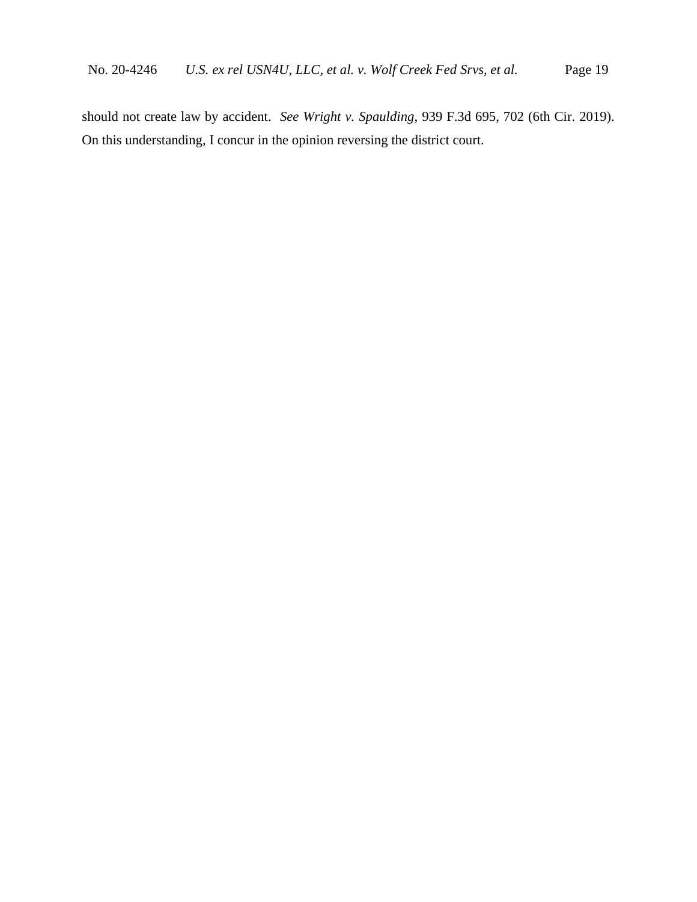should not create law by accident. *See Wright v. Spaulding*, 939 F.3d 695, 702 (6th Cir. 2019). On this understanding, I concur in the opinion reversing the district court.